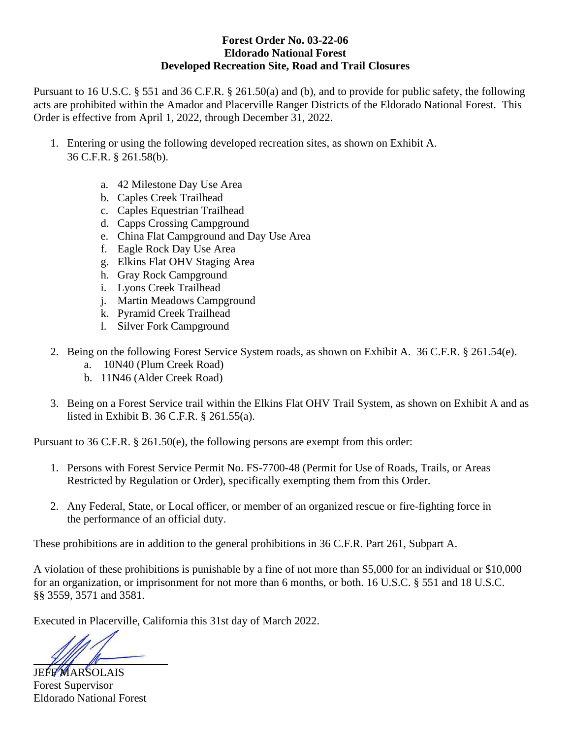**Forest Order No. 03-22-06**
**Eldorado National Forest**
**Developed Recreation Site, Road and Trail Closures**

Pursuant to 16 U.S.C. § 551 and 36 C.F.R. § 261.50(a) and (b), and to provide for public safety, the following acts are prohibited within the Amador and Placerville Ranger Districts of the Eldorado National Forest. This Order is effective from April 1, 2022, through December 31, 2022.

1. Entering or using the following developed recreation sites, as shown on Exhibit A. 36 C.F.R. § 261.58(b).

    a. 42 Milestone Day Use Area
    b. Caples Creek Trailhead
    c. Caples Equestrian Trailhead
    d. Capps Crossing Campground
    e. China Flat Campground and Day Use Area
    f. Eagle Rock Day Use Area
    g. Elkins Flat OHV Staging Area
    h. Gray Rock Campground
    i. Lyons Creek Trailhead
    j. Martin Meadows Campground
    k. Pyramid Creek Trailhead
    l. Silver Fork Campground

2. Being on the following Forest Service System roads, as shown on Exhibit A. 36 C.F.R. § 261.54(e).
    a. 10N40 (Plum Creek Road)
    b. 11N46 (Alder Creek Road)

3. Being on a Forest Service trail within the Elkins Flat OHV Trail System, as shown on Exhibit A and as listed in Exhibit B. 36 C.F.R. § 261.55(a).

Pursuant to 36 C.F.R. § 261.50(e), the following persons are exempt from this order:

1. Persons with Forest Service Permit No. FS-7700-48 (Permit for Use of Roads, Trails, or Areas Restricted by Regulation or Order), specifically exempting them from this Order.

2. Any Federal, State, or Local officer, or member of an organized rescue or fire-fighting force in the performance of an official duty.

These prohibitions are in addition to the general prohibitions in 36 C.F.R. Part 261, Subpart A.

A violation of these prohibitions is punishable by a fine of not more than $5,000 for an individual or $10,000 for an organization, or imprisonment for not more than 6 months, or both. 16 U.S.C. § 551 and 18 U.S.C. §§ 3559, 3571 and 3581.

Executed in Placerville, California this 31st day of March 2022.

JEFF MARSOLAIS
Forest Supervisor
Eldorado National Forest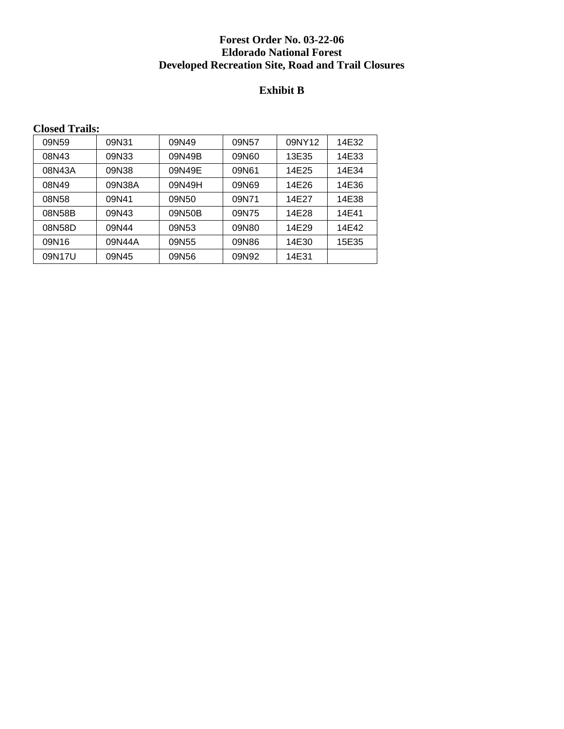**Forest Order No. 03-22-06**
**Eldorado National Forest**
**Developed Recreation Site, Road and Trail Closures**

**Exhibit B**

**Closed Trails:**

| | | | | | |
|---|---|---|---|---|---|
| 09N59 | 09N31 | 09N49 | 09N57 | 09NY12 | 14E32 |
| 08N43 | 09N33 | 09N49B | 09N60 | 13E35 | 14E33 |
| 08N43A | 09N38 | 09N49E | 09N61 | 14E25 | 14E34 |
| 08N49 | 09N38A | 09N49H | 09N69 | 14E26 | 14E36 |
| 08N58 | 09N41 | 09N50 | 09N71 | 14E27 | 14E38 |
| 08N58B | 09N43 | 09N50B | 09N75 | 14E28 | 14E41 |
| 08N58D | 09N44 | 09N53 | 09N80 | 14E29 | 14E42 |
| 09N16 | 09N44A | 09N55 | 09N86 | 14E30 | 15E35 |
| 09N17U | 09N45 | 09N56 | 09N92 | 14E31 | |